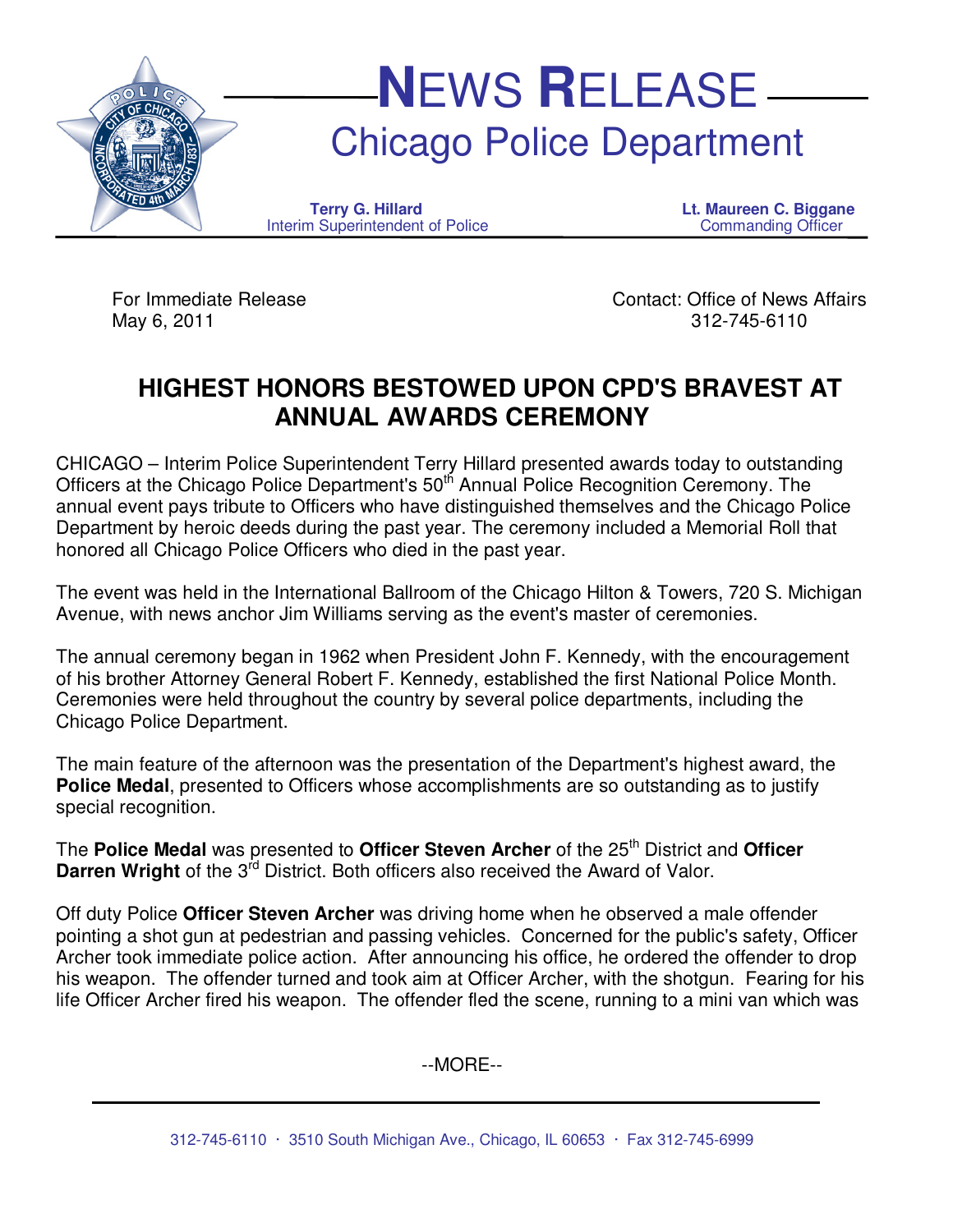# NEWS RELEASE

## Chicago Police Department

**Terry G. Hillard**
Interim Superintendent of Police

**Lt. Maureen C. Biggane**
Commanding Officer

For Immediate Release
May 6, 2011

Contact: Office of News Affairs
312-745-6110

## HIGHEST HONORS BESTOWED UPON CPD'S BRAVEST AT ANNUAL AWARDS CEREMONY

CHICAGO – Interim Police Superintendent Terry Hillard presented awards today to outstanding Officers at the Chicago Police Department's 50th Annual Police Recognition Ceremony. The annual event pays tribute to Officers who have distinguished themselves and the Chicago Police Department by heroic deeds during the past year. The ceremony included a Memorial Roll that honored all Chicago Police Officers who died in the past year.

The event was held in the International Ballroom of the Chicago Hilton & Towers, 720 S. Michigan Avenue, with news anchor Jim Williams serving as the event's master of ceremonies.

The annual ceremony began in 1962 when President John F. Kennedy, with the encouragement of his brother Attorney General Robert F. Kennedy, established the first National Police Month. Ceremonies were held throughout the country by several police departments, including the Chicago Police Department.

The main feature of the afternoon was the presentation of the Department's highest award, the **Police Medal**, presented to Officers whose accomplishments are so outstanding as to justify special recognition.

The **Police Medal** was presented to **Officer Steven Archer** of the 25th District and **Officer Darren Wright** of the 3rd District. Both officers also received the Award of Valor.

Off duty Police **Officer Steven Archer** was driving home when he observed a male offender pointing a shot gun at pedestrian and passing vehicles. Concerned for the public's safety, Officer Archer took immediate police action. After announcing his office, he ordered the offender to drop his weapon. The offender turned and took aim at Officer Archer, with the shotgun. Fearing for his life Officer Archer fired his weapon. The offender fled the scene, running to a mini van which was

--MORE--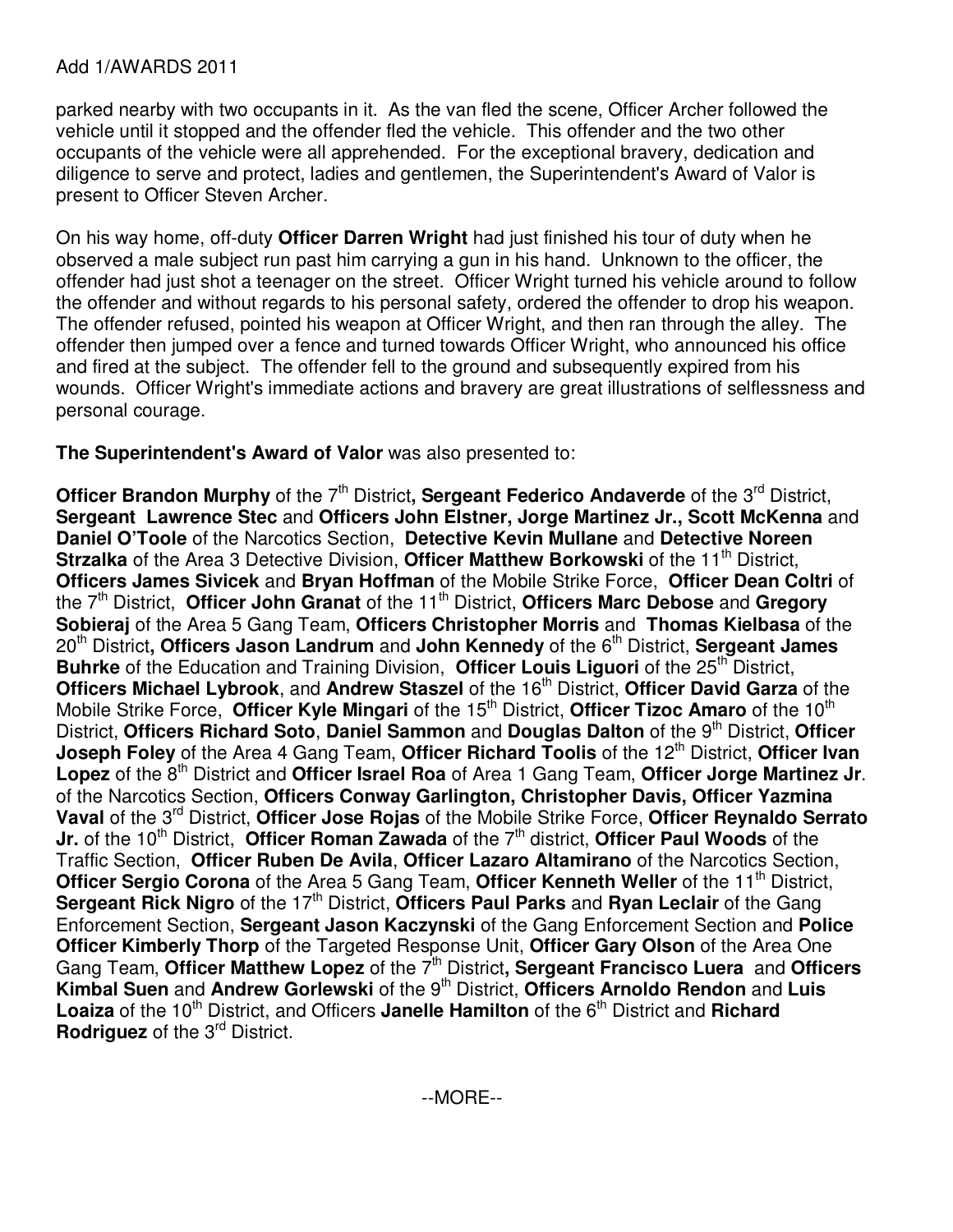parked nearby with two occupants in it. As the van fled the scene, Officer Archer followed the vehicle until it stopped and the offender fled the vehicle. This offender and the two other occupants of the vehicle were all apprehended. For the exceptional bravery, dedication and diligence to serve and protect, ladies and gentlemen, the Superintendent's Award of Valor is present to Officer Steven Archer.

On his way home, off-duty **Officer Darren Wright** had just finished his tour of duty when he observed a male subject run past him carrying a gun in his hand. Unknown to the officer, the offender had just shot a teenager on the street. Officer Wright turned his vehicle around to follow the offender and without regards to his personal safety, ordered the offender to drop his weapon. The offender refused, pointed his weapon at Officer Wright, and then ran through the alley. The offender then jumped over a fence and turned towards Officer Wright, who announced his office and fired at the subject. The offender fell to the ground and subsequently expired from his wounds. Officer Wright's immediate actions and bravery are great illustrations of selflessness and personal courage.

**The Superintendent's Award of Valor** was also presented to:

**Officer Brandon Murphy** of the 7th District**, Sergeant Federico Andaverde** of the 3rd District, **Sergeant Lawrence Stec** and **Officers John Elstner, Jorge Martinez Jr., Scott McKenna** and **Daniel O'Toole** of the Narcotics Section, **Detective Kevin Mullane** and **Detective Noreen Strzalka** of the Area 3 Detective Division, **Officer Matthew Borkowski** of the 11th District, **Officers James Sivicek** and **Bryan Hoffman** of the Mobile Strike Force, **Officer Dean Coltri** of the 7th District, **Officer John Granat** of the 11th District, **Officers Marc Debose** and **Gregory Sobieraj** of the Area 5 Gang Team, **Officers Christopher Morris** and **Thomas Kielbasa** of the 20th District**, Officers Jason Landrum** and **John Kennedy** of the 6th District, **Sergeant James Buhrke** of the Education and Training Division, **Officer Louis Liguori** of the 25th District, **Officers Michael Lybrook**, and **Andrew Staszel** of the 16th District, **Officer David Garza** of the Mobile Strike Force, **Officer Kyle Mingari** of the 15th District, **Officer Tizoc Amaro** of the 10th District, **Officers Richard Soto**, **Daniel Sammon** and **Douglas Dalton** of the 9th District, **Officer Joseph Foley** of the Area 4 Gang Team, **Officer Richard Toolis** of the 12th District, **Officer Ivan Lopez** of the 8th District and **Officer Israel Roa** of Area 1 Gang Team, **Officer Jorge Martinez Jr**. of the Narcotics Section, **Officers Conway Garlington, Christopher Davis, Officer Yazmina Vaval** of the 3rd District, **Officer Jose Rojas** of the Mobile Strike Force, **Officer Reynaldo Serrato Jr.** of the 10th District, **Officer Roman Zawada** of the 7th district, **Officer Paul Woods** of the Traffic Section, **Officer Ruben De Avila**, **Officer Lazaro Altamirano** of the Narcotics Section, **Officer Sergio Corona** of the Area 5 Gang Team, **Officer Kenneth Weller** of the 11th District, **Sergeant Rick Nigro** of the 17th District, **Officers Paul Parks** and **Ryan Leclair** of the Gang Enforcement Section, **Sergeant Jason Kaczynski** of the Gang Enforcement Section and **Police Officer Kimberly Thorp** of the Targeted Response Unit, **Officer Gary Olson** of the Area One Gang Team, **Officer Matthew Lopez** of the 7th District**, Sergeant Francisco Luera** and **Officers Kimbal Suen** and **Andrew Gorlewski** of the 9th District, **Officers Arnoldo Rendon** and **Luis Loaiza** of the 10th District, and Officers **Janelle Hamilton** of the 6th District and **Richard Rodriguez** of the 3rd District.

--MORE--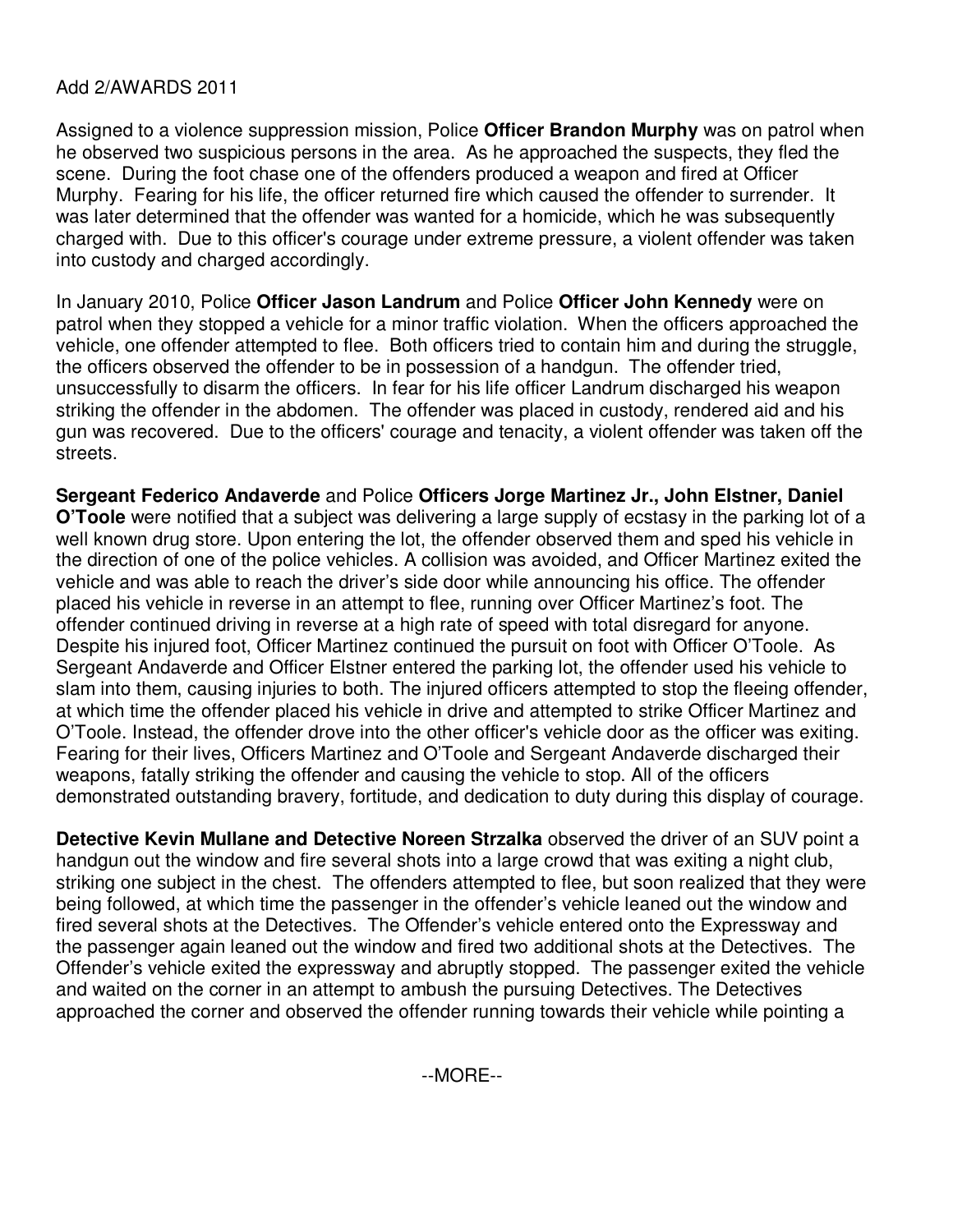Add 2/AWARDS 2011

Assigned to a violence suppression mission, Police **Officer Brandon Murphy** was on patrol when he observed two suspicious persons in the area. As he approached the suspects, they fled the scene. During the foot chase one of the offenders produced a weapon and fired at Officer Murphy. Fearing for his life, the officer returned fire which caused the offender to surrender. It was later determined that the offender was wanted for a homicide, which he was subsequently charged with. Due to this officer's courage under extreme pressure, a violent offender was taken into custody and charged accordingly.

In January 2010, Police **Officer Jason Landrum** and Police **Officer John Kennedy** were on patrol when they stopped a vehicle for a minor traffic violation. When the officers approached the vehicle, one offender attempted to flee. Both officers tried to contain him and during the struggle, the officers observed the offender to be in possession of a handgun. The offender tried, unsuccessfully to disarm the officers. In fear for his life officer Landrum discharged his weapon striking the offender in the abdomen. The offender was placed in custody, rendered aid and his gun was recovered. Due to the officers' courage and tenacity, a violent offender was taken off the streets.

**Sergeant Federico Andaverde** and Police **Officers Jorge Martinez Jr., John Elstner, Daniel O'Toole** were notified that a subject was delivering a large supply of ecstasy in the parking lot of a well known drug store. Upon entering the lot, the offender observed them and sped his vehicle in the direction of one of the police vehicles. A collision was avoided, and Officer Martinez exited the vehicle and was able to reach the driver's side door while announcing his office. The offender placed his vehicle in reverse in an attempt to flee, running over Officer Martinez's foot. The offender continued driving in reverse at a high rate of speed with total disregard for anyone. Despite his injured foot, Officer Martinez continued the pursuit on foot with Officer O'Toole. As Sergeant Andaverde and Officer Elstner entered the parking lot, the offender used his vehicle to slam into them, causing injuries to both. The injured officers attempted to stop the fleeing offender, at which time the offender placed his vehicle in drive and attempted to strike Officer Martinez and O'Toole. Instead, the offender drove into the other officer's vehicle door as the officer was exiting. Fearing for their lives, Officers Martinez and O'Toole and Sergeant Andaverde discharged their weapons, fatally striking the offender and causing the vehicle to stop. All of the officers demonstrated outstanding bravery, fortitude, and dedication to duty during this display of courage.

**Detective Kevin Mullane and Detective Noreen Strzalka** observed the driver of an SUV point a handgun out the window and fire several shots into a large crowd that was exiting a night club, striking one subject in the chest. The offenders attempted to flee, but soon realized that they were being followed, at which time the passenger in the offender's vehicle leaned out the window and fired several shots at the Detectives. The Offender's vehicle entered onto the Expressway and the passenger again leaned out the window and fired two additional shots at the Detectives. The Offender's vehicle exited the expressway and abruptly stopped. The passenger exited the vehicle and waited on the corner in an attempt to ambush the pursuing Detectives. The Detectives approached the corner and observed the offender running towards their vehicle while pointing a

--MORE--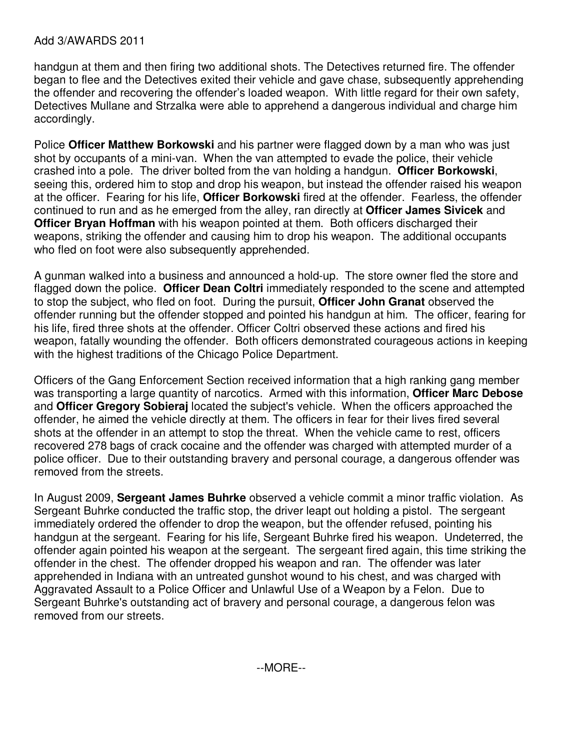handgun at them and then firing two additional shots. The Detectives returned fire. The offender began to flee and the Detectives exited their vehicle and gave chase, subsequently apprehending the offender and recovering the offender's loaded weapon. With little regard for their own safety, Detectives Mullane and Strzalka were able to apprehend a dangerous individual and charge him accordingly.

Police **Officer Matthew Borkowski** and his partner were flagged down by a man who was just shot by occupants of a mini-van. When the van attempted to evade the police, their vehicle crashed into a pole. The driver bolted from the van holding a handgun. **Officer Borkowski**, seeing this, ordered him to stop and drop his weapon, but instead the offender raised his weapon at the officer. Fearing for his life, **Officer Borkowski** fired at the offender. Fearless, the offender continued to run and as he emerged from the alley, ran directly at **Officer James Sivicek** and **Officer Bryan Hoffman** with his weapon pointed at them. Both officers discharged their weapons, striking the offender and causing him to drop his weapon. The additional occupants who fled on foot were also subsequently apprehended.

A gunman walked into a business and announced a hold-up. The store owner fled the store and flagged down the police. **Officer Dean Coltri** immediately responded to the scene and attempted to stop the subject, who fled on foot. During the pursuit, **Officer John Granat** observed the offender running but the offender stopped and pointed his handgun at him. The officer, fearing for his life, fired three shots at the offender. Officer Coltri observed these actions and fired his weapon, fatally wounding the offender. Both officers demonstrated courageous actions in keeping with the highest traditions of the Chicago Police Department.

Officers of the Gang Enforcement Section received information that a high ranking gang member was transporting a large quantity of narcotics. Armed with this information, **Officer Marc Debose** and **Officer Gregory Sobieraj** located the subject's vehicle. When the officers approached the offender, he aimed the vehicle directly at them. The officers in fear for their lives fired several shots at the offender in an attempt to stop the threat. When the vehicle came to rest, officers recovered 278 bags of crack cocaine and the offender was charged with attempted murder of a police officer. Due to their outstanding bravery and personal courage, a dangerous offender was removed from the streets.

In August 2009, **Sergeant James Buhrke** observed a vehicle commit a minor traffic violation. As Sergeant Buhrke conducted the traffic stop, the driver leapt out holding a pistol. The sergeant immediately ordered the offender to drop the weapon, but the offender refused, pointing his handgun at the sergeant. Fearing for his life, Sergeant Buhrke fired his weapon. Undeterred, the offender again pointed his weapon at the sergeant. The sergeant fired again, this time striking the offender in the chest. The offender dropped his weapon and ran. The offender was later apprehended in Indiana with an untreated gunshot wound to his chest, and was charged with Aggravated Assault to a Police Officer and Unlawful Use of a Weapon by a Felon. Due to Sergeant Buhrke's outstanding act of bravery and personal courage, a dangerous felon was removed from our streets.

--MORE--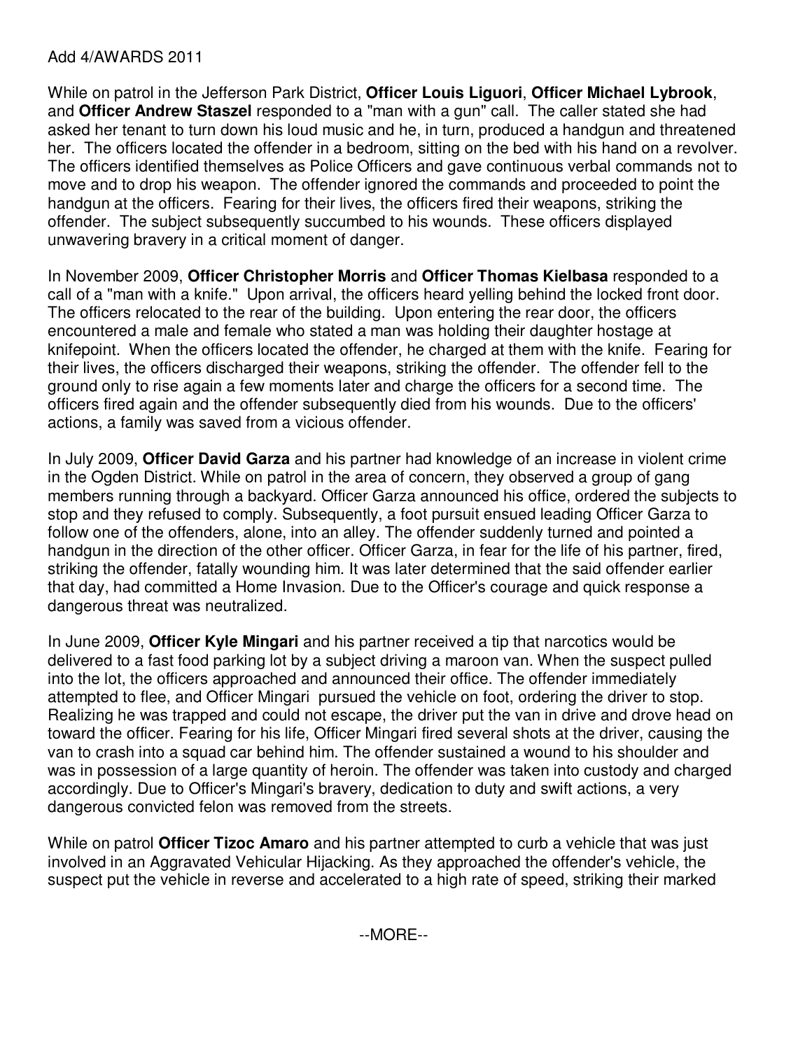Add 4/AWARDS 2011

While on patrol in the Jefferson Park District, **Officer Louis Liguori**, **Officer Michael Lybrook**, and **Officer Andrew Staszel** responded to a "man with a gun" call. The caller stated she had asked her tenant to turn down his loud music and he, in turn, produced a handgun and threatened her. The officers located the offender in a bedroom, sitting on the bed with his hand on a revolver. The officers identified themselves as Police Officers and gave continuous verbal commands not to move and to drop his weapon. The offender ignored the commands and proceeded to point the handgun at the officers. Fearing for their lives, the officers fired their weapons, striking the offender. The subject subsequently succumbed to his wounds. These officers displayed unwavering bravery in a critical moment of danger.

In November 2009, **Officer Christopher Morris** and **Officer Thomas Kielbasa** responded to a call of a "man with a knife." Upon arrival, the officers heard yelling behind the locked front door. The officers relocated to the rear of the building. Upon entering the rear door, the officers encountered a male and female who stated a man was holding their daughter hostage at knifepoint. When the officers located the offender, he charged at them with the knife. Fearing for their lives, the officers discharged their weapons, striking the offender. The offender fell to the ground only to rise again a few moments later and charge the officers for a second time. The officers fired again and the offender subsequently died from his wounds. Due to the officers' actions, a family was saved from a vicious offender.

In July 2009, **Officer David Garza** and his partner had knowledge of an increase in violent crime in the Ogden District. While on patrol in the area of concern, they observed a group of gang members running through a backyard. Officer Garza announced his office, ordered the subjects to stop and they refused to comply. Subsequently, a foot pursuit ensued leading Officer Garza to follow one of the offenders, alone, into an alley. The offender suddenly turned and pointed a handgun in the direction of the other officer. Officer Garza, in fear for the life of his partner, fired, striking the offender, fatally wounding him. It was later determined that the said offender earlier that day, had committed a Home Invasion. Due to the Officer's courage and quick response a dangerous threat was neutralized.

In June 2009, **Officer Kyle Mingari** and his partner received a tip that narcotics would be delivered to a fast food parking lot by a subject driving a maroon van. When the suspect pulled into the lot, the officers approached and announced their office. The offender immediately attempted to flee, and Officer Mingari pursued the vehicle on foot, ordering the driver to stop. Realizing he was trapped and could not escape, the driver put the van in drive and drove head on toward the officer. Fearing for his life, Officer Mingari fired several shots at the driver, causing the van to crash into a squad car behind him. The offender sustained a wound to his shoulder and was in possession of a large quantity of heroin. The offender was taken into custody and charged accordingly. Due to Officer's Mingari's bravery, dedication to duty and swift actions, a very dangerous convicted felon was removed from the streets.

While on patrol **Officer Tizoc Amaro** and his partner attempted to curb a vehicle that was just involved in an Aggravated Vehicular Hijacking. As they approached the offender's vehicle, the suspect put the vehicle in reverse and accelerated to a high rate of speed, striking their marked

--MORE--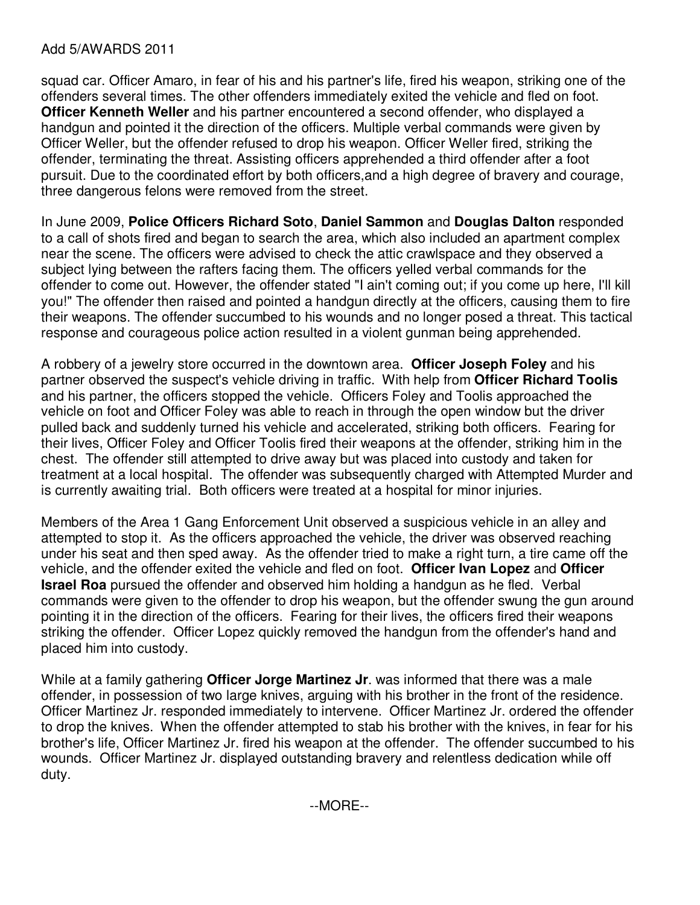squad car. Officer Amaro, in fear of his and his partner's life, fired his weapon, striking one of the offenders several times. The other offenders immediately exited the vehicle and fled on foot. **Officer Kenneth Weller** and his partner encountered a second offender, who displayed a handgun and pointed it the direction of the officers. Multiple verbal commands were given by Officer Weller, but the offender refused to drop his weapon. Officer Weller fired, striking the offender, terminating the threat. Assisting officers apprehended a third offender after a foot pursuit. Due to the coordinated effort by both officers,and a high degree of bravery and courage, three dangerous felons were removed from the street.

In June 2009, **Police Officers Richard Soto**, **Daniel Sammon** and **Douglas Dalton** responded to a call of shots fired and began to search the area, which also included an apartment complex near the scene. The officers were advised to check the attic crawlspace and they observed a subject lying between the rafters facing them. The officers yelled verbal commands for the offender to come out. However, the offender stated "I ain't coming out; if you come up here, I'll kill you!" The offender then raised and pointed a handgun directly at the officers, causing them to fire their weapons. The offender succumbed to his wounds and no longer posed a threat. This tactical response and courageous police action resulted in a violent gunman being apprehended.

A robbery of a jewelry store occurred in the downtown area. **Officer Joseph Foley** and his partner observed the suspect's vehicle driving in traffic. With help from **Officer Richard Toolis** and his partner, the officers stopped the vehicle. Officers Foley and Toolis approached the vehicle on foot and Officer Foley was able to reach in through the open window but the driver pulled back and suddenly turned his vehicle and accelerated, striking both officers. Fearing for their lives, Officer Foley and Officer Toolis fired their weapons at the offender, striking him in the chest. The offender still attempted to drive away but was placed into custody and taken for treatment at a local hospital. The offender was subsequently charged with Attempted Murder and is currently awaiting trial. Both officers were treated at a hospital for minor injuries.

Members of the Area 1 Gang Enforcement Unit observed a suspicious vehicle in an alley and attempted to stop it. As the officers approached the vehicle, the driver was observed reaching under his seat and then sped away. As the offender tried to make a right turn, a tire came off the vehicle, and the offender exited the vehicle and fled on foot. **Officer Ivan Lopez** and **Officer Israel Roa** pursued the offender and observed him holding a handgun as he fled. Verbal commands were given to the offender to drop his weapon, but the offender swung the gun around pointing it in the direction of the officers. Fearing for their lives, the officers fired their weapons striking the offender. Officer Lopez quickly removed the handgun from the offender's hand and placed him into custody.

While at a family gathering **Officer Jorge Martinez Jr**. was informed that there was a male offender, in possession of two large knives, arguing with his brother in the front of the residence. Officer Martinez Jr. responded immediately to intervene. Officer Martinez Jr. ordered the offender to drop the knives. When the offender attempted to stab his brother with the knives, in fear for his brother's life, Officer Martinez Jr. fired his weapon at the offender. The offender succumbed to his wounds. Officer Martinez Jr. displayed outstanding bravery and relentless dedication while off duty.

--MORE--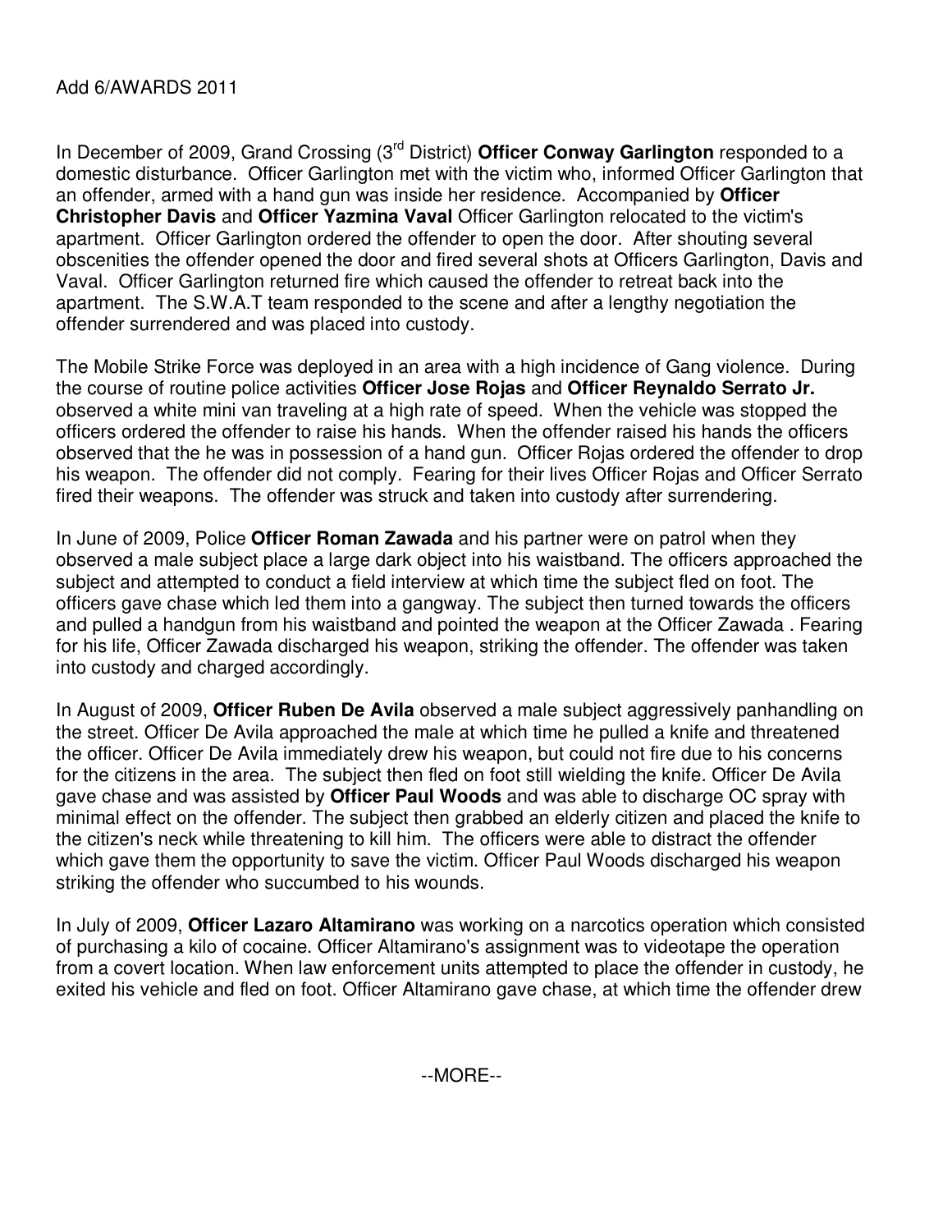Add 6/AWARDS 2011

In December of 2009, Grand Crossing (3rd District) **Officer Conway Garlington** responded to a domestic disturbance. Officer Garlington met with the victim who, informed Officer Garlington that an offender, armed with a hand gun was inside her residence. Accompanied by **Officer Christopher Davis** and **Officer Yazmina Vaval** Officer Garlington relocated to the victim's apartment. Officer Garlington ordered the offender to open the door. After shouting several obscenities the offender opened the door and fired several shots at Officers Garlington, Davis and Vaval. Officer Garlington returned fire which caused the offender to retreat back into the apartment. The S.W.A.T team responded to the scene and after a lengthy negotiation the offender surrendered and was placed into custody.

The Mobile Strike Force was deployed in an area with a high incidence of Gang violence. During the course of routine police activities **Officer Jose Rojas** and **Officer Reynaldo Serrato Jr.** observed a white mini van traveling at a high rate of speed. When the vehicle was stopped the officers ordered the offender to raise his hands. When the offender raised his hands the officers observed that the he was in possession of a hand gun. Officer Rojas ordered the offender to drop his weapon. The offender did not comply. Fearing for their lives Officer Rojas and Officer Serrato fired their weapons. The offender was struck and taken into custody after surrendering.

In June of 2009, Police **Officer Roman Zawada** and his partner were on patrol when they observed a male subject place a large dark object into his waistband. The officers approached the subject and attempted to conduct a field interview at which time the subject fled on foot. The officers gave chase which led them into a gangway. The subject then turned towards the officers and pulled a handgun from his waistband and pointed the weapon at the Officer Zawada . Fearing for his life, Officer Zawada discharged his weapon, striking the offender. The offender was taken into custody and charged accordingly.

In August of 2009, **Officer Ruben De Avila** observed a male subject aggressively panhandling on the street. Officer De Avila approached the male at which time he pulled a knife and threatened the officer. Officer De Avila immediately drew his weapon, but could not fire due to his concerns for the citizens in the area. The subject then fled on foot still wielding the knife. Officer De Avila gave chase and was assisted by **Officer Paul Woods** and was able to discharge OC spray with minimal effect on the offender. The subject then grabbed an elderly citizen and placed the knife to the citizen's neck while threatening to kill him. The officers were able to distract the offender which gave them the opportunity to save the victim. Officer Paul Woods discharged his weapon striking the offender who succumbed to his wounds.

In July of 2009, **Officer Lazaro Altamirano** was working on a narcotics operation which consisted of purchasing a kilo of cocaine. Officer Altamirano's assignment was to videotape the operation from a covert location. When law enforcement units attempted to place the offender in custody, he exited his vehicle and fled on foot. Officer Altamirano gave chase, at which time the offender drew

--MORE--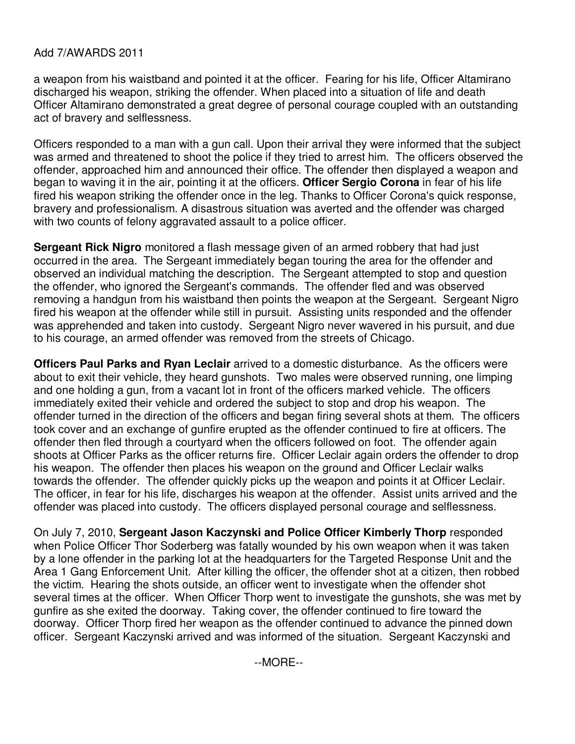Add 7/AWARDS 2011

a weapon from his waistband and pointed it at the officer. Fearing for his life, Officer Altamirano discharged his weapon, striking the offender. When placed into a situation of life and death Officer Altamirano demonstrated a great degree of personal courage coupled with an outstanding act of bravery and selflessness.

Officers responded to a man with a gun call. Upon their arrival they were informed that the subject was armed and threatened to shoot the police if they tried to arrest him. The officers observed the offender, approached him and announced their office. The offender then displayed a weapon and began to waving it in the air, pointing it at the officers. **Officer Sergio Corona** in fear of his life fired his weapon striking the offender once in the leg. Thanks to Officer Corona's quick response, bravery and professionalism. A disastrous situation was averted and the offender was charged with two counts of felony aggravated assault to a police officer.

**Sergeant Rick Nigro** monitored a flash message given of an armed robbery that had just occurred in the area. The Sergeant immediately began touring the area for the offender and observed an individual matching the description. The Sergeant attempted to stop and question the offender, who ignored the Sergeant's commands. The offender fled and was observed removing a handgun from his waistband then points the weapon at the Sergeant. Sergeant Nigro fired his weapon at the offender while still in pursuit. Assisting units responded and the offender was apprehended and taken into custody. Sergeant Nigro never wavered in his pursuit, and due to his courage, an armed offender was removed from the streets of Chicago.

**Officers Paul Parks and Ryan Leclair** arrived to a domestic disturbance. As the officers were about to exit their vehicle, they heard gunshots. Two males were observed running, one limping and one holding a gun, from a vacant lot in front of the officers marked vehicle. The officers immediately exited their vehicle and ordered the subject to stop and drop his weapon. The offender turned in the direction of the officers and began firing several shots at them. The officers took cover and an exchange of gunfire erupted as the offender continued to fire at officers. The offender then fled through a courtyard when the officers followed on foot. The offender again shoots at Officer Parks as the officer returns fire. Officer Leclair again orders the offender to drop his weapon. The offender then places his weapon on the ground and Officer Leclair walks towards the offender. The offender quickly picks up the weapon and points it at Officer Leclair. The officer, in fear for his life, discharges his weapon at the offender. Assist units arrived and the offender was placed into custody. The officers displayed personal courage and selflessness.

On July 7, 2010, **Sergeant Jason Kaczynski and Police Officer Kimberly Thorp** responded when Police Officer Thor Soderberg was fatally wounded by his own weapon when it was taken by a lone offender in the parking lot at the headquarters for the Targeted Response Unit and the Area 1 Gang Enforcement Unit. After killing the officer, the offender shot at a citizen, then robbed the victim. Hearing the shots outside, an officer went to investigate when the offender shot several times at the officer. When Officer Thorp went to investigate the gunshots, she was met by gunfire as she exited the doorway. Taking cover, the offender continued to fire toward the doorway. Officer Thorp fired her weapon as the offender continued to advance the pinned down officer. Sergeant Kaczynski arrived and was informed of the situation. Sergeant Kaczynski and

--MORE--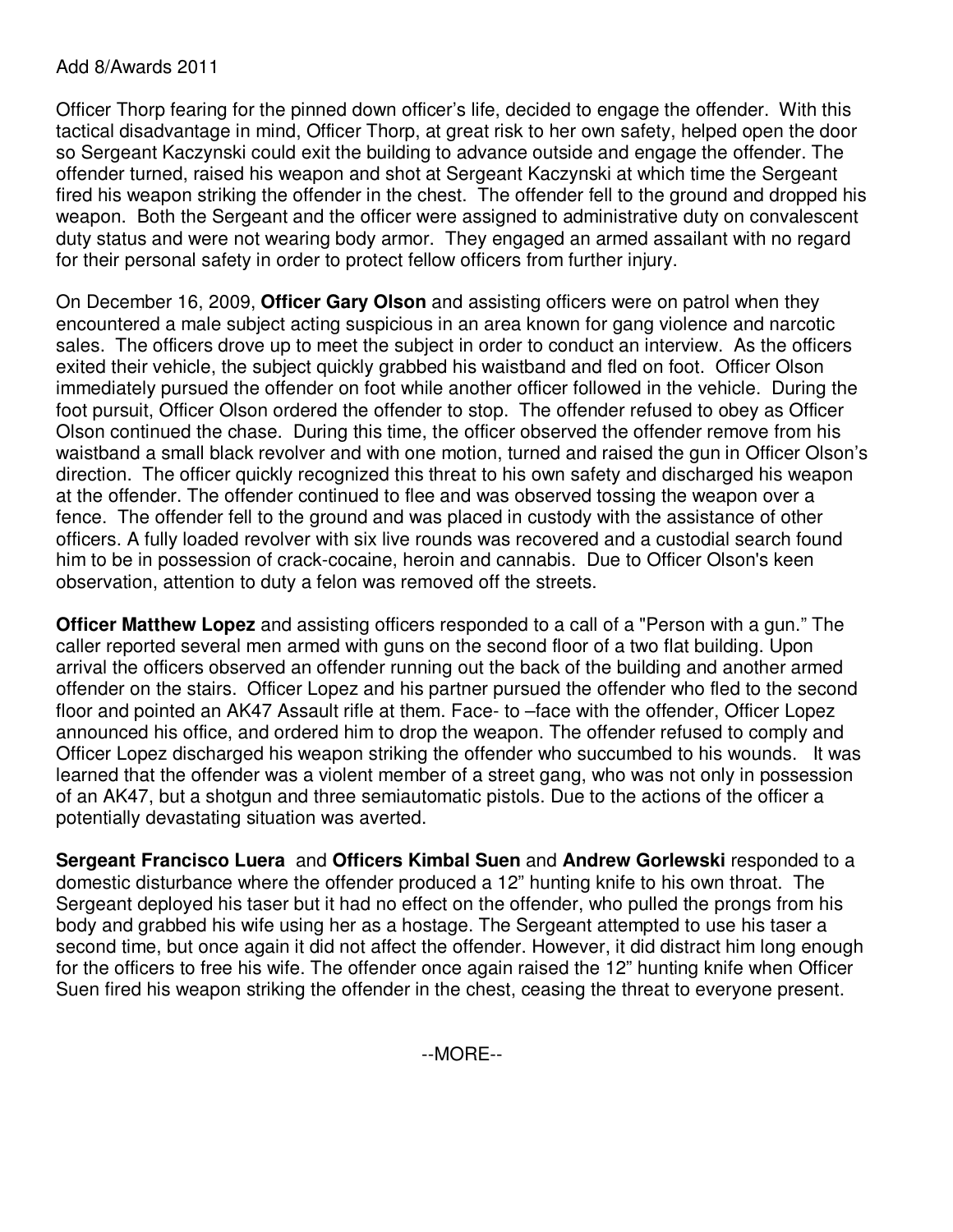Add 8/Awards 2011

Officer Thorp fearing for the pinned down officer's life, decided to engage the offender. With this tactical disadvantage in mind, Officer Thorp, at great risk to her own safety, helped open the door so Sergeant Kaczynski could exit the building to advance outside and engage the offender. The offender turned, raised his weapon and shot at Sergeant Kaczynski at which time the Sergeant fired his weapon striking the offender in the chest. The offender fell to the ground and dropped his weapon. Both the Sergeant and the officer were assigned to administrative duty on convalescent duty status and were not wearing body armor. They engaged an armed assailant with no regard for their personal safety in order to protect fellow officers from further injury.

On December 16, 2009, **Officer Gary Olson** and assisting officers were on patrol when they encountered a male subject acting suspicious in an area known for gang violence and narcotic sales. The officers drove up to meet the subject in order to conduct an interview. As the officers exited their vehicle, the subject quickly grabbed his waistband and fled on foot. Officer Olson immediately pursued the offender on foot while another officer followed in the vehicle. During the foot pursuit, Officer Olson ordered the offender to stop. The offender refused to obey as Officer Olson continued the chase. During this time, the officer observed the offender remove from his waistband a small black revolver and with one motion, turned and raised the gun in Officer Olson's direction. The officer quickly recognized this threat to his own safety and discharged his weapon at the offender. The offender continued to flee and was observed tossing the weapon over a fence. The offender fell to the ground and was placed in custody with the assistance of other officers. A fully loaded revolver with six live rounds was recovered and a custodial search found him to be in possession of crack-cocaine, heroin and cannabis. Due to Officer Olson's keen observation, attention to duty a felon was removed off the streets.

**Officer Matthew Lopez** and assisting officers responded to a call of a "Person with a gun." The caller reported several men armed with guns on the second floor of a two flat building. Upon arrival the officers observed an offender running out the back of the building and another armed offender on the stairs. Officer Lopez and his partner pursued the offender who fled to the second floor and pointed an AK47 Assault rifle at them. Face- to –face with the offender, Officer Lopez announced his office, and ordered him to drop the weapon. The offender refused to comply and Officer Lopez discharged his weapon striking the offender who succumbed to his wounds. It was learned that the offender was a violent member of a street gang, who was not only in possession of an AK47, but a shotgun and three semiautomatic pistols. Due to the actions of the officer a potentially devastating situation was averted.

**Sergeant Francisco Luera** and **Officers Kimbal Suen** and **Andrew Gorlewski** responded to a domestic disturbance where the offender produced a 12" hunting knife to his own throat. The Sergeant deployed his taser but it had no effect on the offender, who pulled the prongs from his body and grabbed his wife using her as a hostage. The Sergeant attempted to use his taser a second time, but once again it did not affect the offender. However, it did distract him long enough for the officers to free his wife. The offender once again raised the 12" hunting knife when Officer Suen fired his weapon striking the offender in the chest, ceasing the threat to everyone present.

--MORE--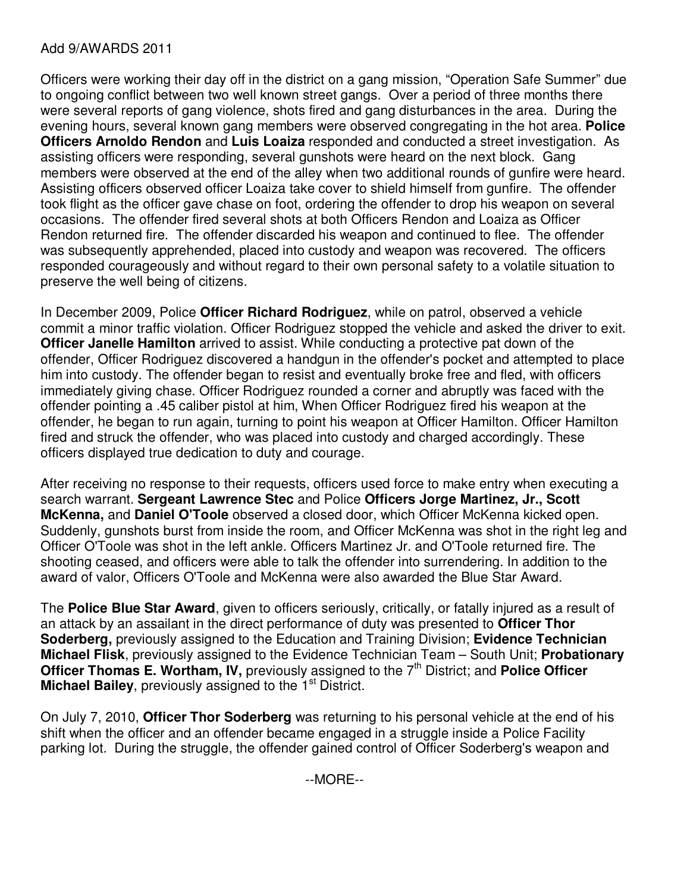Add 9/AWARDS 2011

Officers were working their day off in the district on a gang mission, "Operation Safe Summer" due to ongoing conflict between two well known street gangs. Over a period of three months there were several reports of gang violence, shots fired and gang disturbances in the area. During the evening hours, several known gang members were observed congregating in the hot area. **Police Officers Arnoldo Rendon** and **Luis Loaiza** responded and conducted a street investigation. As assisting officers were responding, several gunshots were heard on the next block. Gang members were observed at the end of the alley when two additional rounds of gunfire were heard. Assisting officers observed officer Loaiza take cover to shield himself from gunfire. The offender took flight as the officer gave chase on foot, ordering the offender to drop his weapon on several occasions. The offender fired several shots at both Officers Rendon and Loaiza as Officer Rendon returned fire. The offender discarded his weapon and continued to flee. The offender was subsequently apprehended, placed into custody and weapon was recovered. The officers responded courageously and without regard to their own personal safety to a volatile situation to preserve the well being of citizens.

In December 2009, Police **Officer Richard Rodriguez**, while on patrol, observed a vehicle commit a minor traffic violation. Officer Rodriguez stopped the vehicle and asked the driver to exit. **Officer Janelle Hamilton** arrived to assist. While conducting a protective pat down of the offender, Officer Rodriguez discovered a handgun in the offender's pocket and attempted to place him into custody. The offender began to resist and eventually broke free and fled, with officers immediately giving chase. Officer Rodriguez rounded a corner and abruptly was faced with the offender pointing a .45 caliber pistol at him, When Officer Rodriguez fired his weapon at the offender, he began to run again, turning to point his weapon at Officer Hamilton. Officer Hamilton fired and struck the offender, who was placed into custody and charged accordingly. These officers displayed true dedication to duty and courage.

After receiving no response to their requests, officers used force to make entry when executing a search warrant. **Sergeant Lawrence Stec** and Police **Officers Jorge Martinez, Jr., Scott McKenna,** and **Daniel O'Toole** observed a closed door, which Officer McKenna kicked open. Suddenly, gunshots burst from inside the room, and Officer McKenna was shot in the right leg and Officer O'Toole was shot in the left ankle. Officers Martinez Jr. and O'Toole returned fire. The shooting ceased, and officers were able to talk the offender into surrendering. In addition to the award of valor, Officers O'Toole and McKenna were also awarded the Blue Star Award.

The **Police Blue Star Award**, given to officers seriously, critically, or fatally injured as a result of an attack by an assailant in the direct performance of duty was presented to **Officer Thor Soderberg,** previously assigned to the Education and Training Division; **Evidence Technician Michael Flisk**, previously assigned to the Evidence Technician Team – South Unit; **Probationary Officer Thomas E. Wortham, IV,** previously assigned to the 7th District; and **Police Officer Michael Bailey**, previously assigned to the 1st District.

On July 7, 2010, **Officer Thor Soderberg** was returning to his personal vehicle at the end of his shift when the officer and an offender became engaged in a struggle inside a Police Facility parking lot. During the struggle, the offender gained control of Officer Soderberg's weapon and

--MORE--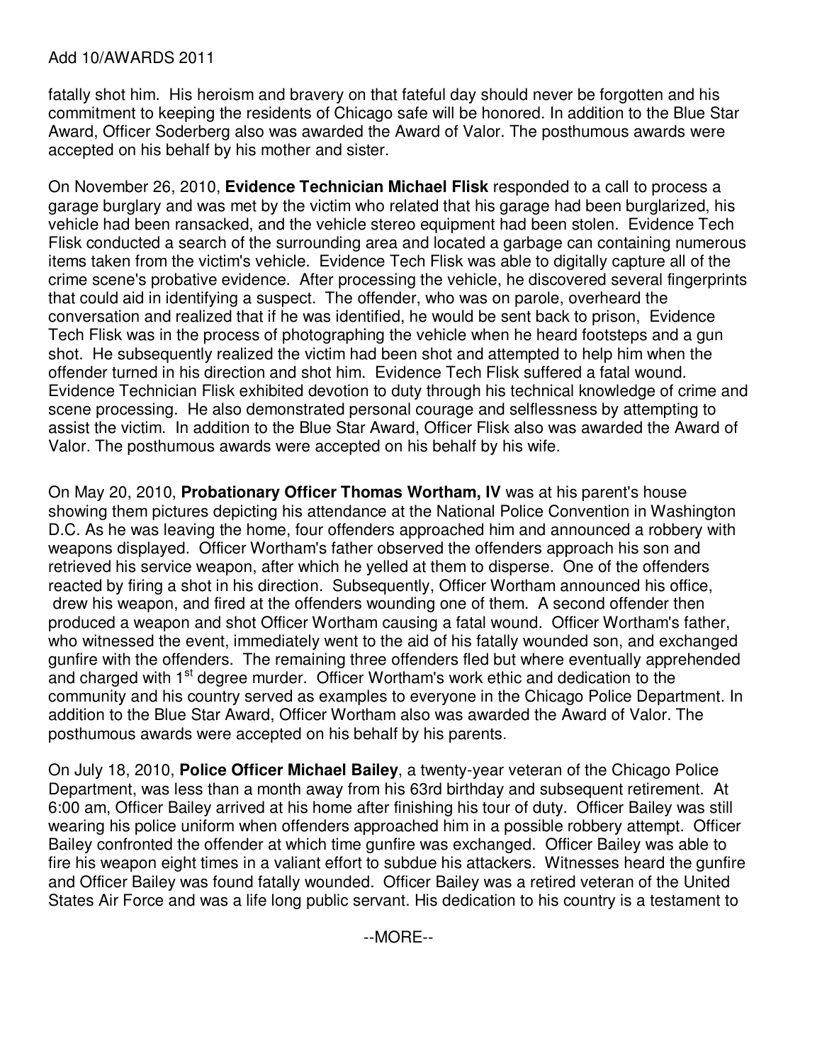fatally shot him. His heroism and bravery on that fateful day should never be forgotten and his commitment to keeping the residents of Chicago safe will be honored. In addition to the Blue Star Award, Officer Soderberg also was awarded the Award of Valor. The posthumous awards were accepted on his behalf by his mother and sister.

On November 26, 2010, **Evidence Technician Michael Flisk** responded to a call to process a garage burglary and was met by the victim who related that his garage had been burglarized, his vehicle had been ransacked, and the vehicle stereo equipment had been stolen. Evidence Tech Flisk conducted a search of the surrounding area and located a garbage can containing numerous items taken from the victim's vehicle. Evidence Tech Flisk was able to digitally capture all of the crime scene's probative evidence. After processing the vehicle, he discovered several fingerprints that could aid in identifying a suspect. The offender, who was on parole, overheard the conversation and realized that if he was identified, he would be sent back to prison, Evidence Tech Flisk was in the process of photographing the vehicle when he heard footsteps and a gun shot. He subsequently realized the victim had been shot and attempted to help him when the offender turned in his direction and shot him. Evidence Tech Flisk suffered a fatal wound. Evidence Technician Flisk exhibited devotion to duty through his technical knowledge of crime and scene processing. He also demonstrated personal courage and selflessness by attempting to assist the victim. In addition to the Blue Star Award, Officer Flisk also was awarded the Award of Valor. The posthumous awards were accepted on his behalf by his wife.

On May 20, 2010, **Probationary Officer Thomas Wortham, IV** was at his parent's house showing them pictures depicting his attendance at the National Police Convention in Washington D.C. As he was leaving the home, four offenders approached him and announced a robbery with weapons displayed. Officer Wortham's father observed the offenders approach his son and retrieved his service weapon, after which he yelled at them to disperse. One of the offenders reacted by firing a shot in his direction. Subsequently, Officer Wortham announced his office, drew his weapon, and fired at the offenders wounding one of them. A second offender then produced a weapon and shot Officer Wortham causing a fatal wound. Officer Wortham's father, who witnessed the event, immediately went to the aid of his fatally wounded son, and exchanged gunfire with the offenders. The remaining three offenders fled but where eventually apprehended and charged with 1st degree murder. Officer Wortham's work ethic and dedication to the community and his country served as examples to everyone in the Chicago Police Department. In addition to the Blue Star Award, Officer Wortham also was awarded the Award of Valor. The posthumous awards were accepted on his behalf by his parents.

On July 18, 2010, **Police Officer Michael Bailey**, a twenty-year veteran of the Chicago Police Department, was less than a month away from his 63rd birthday and subsequent retirement. At 6:00 am, Officer Bailey arrived at his home after finishing his tour of duty. Officer Bailey was still wearing his police uniform when offenders approached him in a possible robbery attempt. Officer Bailey confronted the offender at which time gunfire was exchanged. Officer Bailey was able to fire his weapon eight times in a valiant effort to subdue his attackers. Witnesses heard the gunfire and Officer Bailey was found fatally wounded. Officer Bailey was a retired veteran of the United States Air Force and was a life long public servant. His dedication to his country is a testament to

--MORE--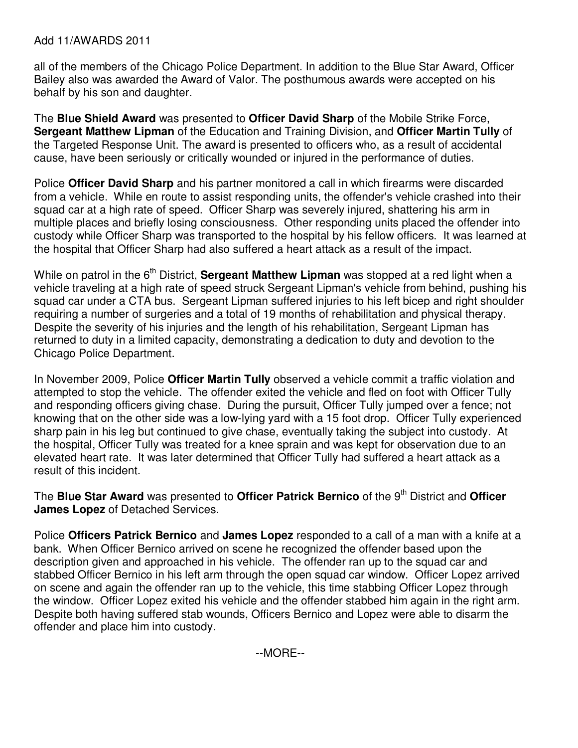all of the members of the Chicago Police Department. In addition to the Blue Star Award, Officer Bailey also was awarded the Award of Valor. The posthumous awards were accepted on his behalf by his son and daughter.

The **Blue Shield Award** was presented to **Officer David Sharp** of the Mobile Strike Force, **Sergeant Matthew Lipman** of the Education and Training Division, and **Officer Martin Tully** of the Targeted Response Unit. The award is presented to officers who, as a result of accidental cause, have been seriously or critically wounded or injured in the performance of duties.

Police **Officer David Sharp** and his partner monitored a call in which firearms were discarded from a vehicle. While en route to assist responding units, the offender's vehicle crashed into their squad car at a high rate of speed. Officer Sharp was severely injured, shattering his arm in multiple places and briefly losing consciousness. Other responding units placed the offender into custody while Officer Sharp was transported to the hospital by his fellow officers. It was learned at the hospital that Officer Sharp had also suffered a heart attack as a result of the impact.

While on patrol in the 6th District, **Sergeant Matthew Lipman** was stopped at a red light when a vehicle traveling at a high rate of speed struck Sergeant Lipman's vehicle from behind, pushing his squad car under a CTA bus. Sergeant Lipman suffered injuries to his left bicep and right shoulder requiring a number of surgeries and a total of 19 months of rehabilitation and physical therapy. Despite the severity of his injuries and the length of his rehabilitation, Sergeant Lipman has returned to duty in a limited capacity, demonstrating a dedication to duty and devotion to the Chicago Police Department.

In November 2009, Police **Officer Martin Tully** observed a vehicle commit a traffic violation and attempted to stop the vehicle. The offender exited the vehicle and fled on foot with Officer Tully and responding officers giving chase. During the pursuit, Officer Tully jumped over a fence; not knowing that on the other side was a low-lying yard with a 15 foot drop. Officer Tully experienced sharp pain in his leg but continued to give chase, eventually taking the subject into custody. At the hospital, Officer Tully was treated for a knee sprain and was kept for observation due to an elevated heart rate. It was later determined that Officer Tully had suffered a heart attack as a result of this incident.

The **Blue Star Award** was presented to **Officer Patrick Bernico** of the 9th District and **Officer James Lopez** of Detached Services.

Police **Officers Patrick Bernico** and **James Lopez** responded to a call of a man with a knife at a bank. When Officer Bernico arrived on scene he recognized the offender based upon the description given and approached in his vehicle. The offender ran up to the squad car and stabbed Officer Bernico in his left arm through the open squad car window. Officer Lopez arrived on scene and again the offender ran up to the vehicle, this time stabbing Officer Lopez through the window. Officer Lopez exited his vehicle and the offender stabbed him again in the right arm. Despite both having suffered stab wounds, Officers Bernico and Lopez were able to disarm the offender and place him into custody.

--MORE--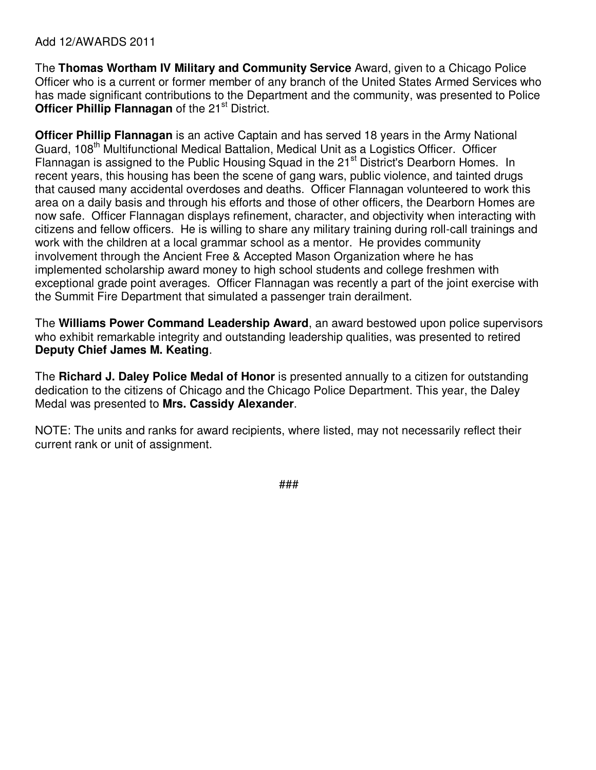Add 12/AWARDS 2011

The **Thomas Wortham IV Military and Community Service** Award, given to a Chicago Police Officer who is a current or former member of any branch of the United States Armed Services who has made significant contributions to the Department and the community, was presented to Police **Officer Phillip Flannagan** of the 21st District.

**Officer Phillip Flannagan** is an active Captain and has served 18 years in the Army National Guard, 108th Multifunctional Medical Battalion, Medical Unit as a Logistics Officer. Officer Flannagan is assigned to the Public Housing Squad in the 21st District's Dearborn Homes. In recent years, this housing has been the scene of gang wars, public violence, and tainted drugs that caused many accidental overdoses and deaths. Officer Flannagan volunteered to work this area on a daily basis and through his efforts and those of other officers, the Dearborn Homes are now safe. Officer Flannagan displays refinement, character, and objectivity when interacting with citizens and fellow officers. He is willing to share any military training during roll-call trainings and work with the children at a local grammar school as a mentor. He provides community involvement through the Ancient Free & Accepted Mason Organization where he has implemented scholarship award money to high school students and college freshmen with exceptional grade point averages. Officer Flannagan was recently a part of the joint exercise with the Summit Fire Department that simulated a passenger train derailment.

The **Williams Power Command Leadership Award**, an award bestowed upon police supervisors who exhibit remarkable integrity and outstanding leadership qualities, was presented to retired **Deputy Chief James M. Keating**.

The **Richard J. Daley Police Medal of Honor** is presented annually to a citizen for outstanding dedication to the citizens of Chicago and the Chicago Police Department. This year, the Daley Medal was presented to **Mrs. Cassidy Alexander**.

NOTE: The units and ranks for award recipients, where listed, may not necessarily reflect their current rank or unit of assignment.

###